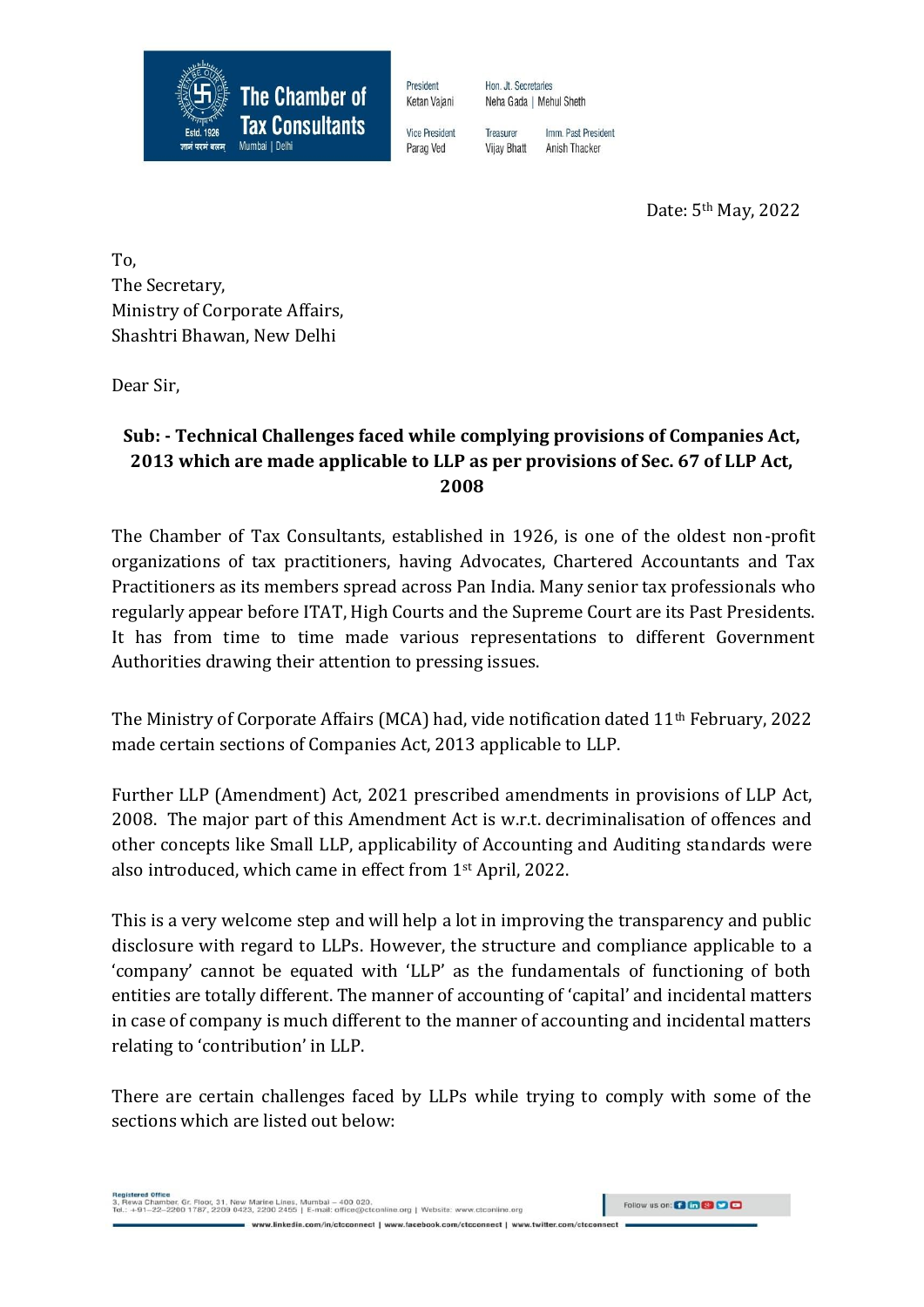**The Chamber of Tax Consultants**

Estd. 1926

Mumbai | Delhi

President: Ketan Vajani | Vice President: Parag Ved | Hon. Jt. Secretaries: Neha Gada | Mehul Sheth | Treasurer: Vijay Bhatt | Imm. Past President: Anish Thacker

Date: 5th May, 2022

To,
The Secretary,
Ministry of Corporate Affairs,
Shashtri Bhawan, New Delhi

Dear Sir,

**Sub: - Technical Challenges faced while complying provisions of Companies Act, 2013 which are made applicable to LLP as per provisions of Sec. 67 of LLP Act, 2008**

The Chamber of Tax Consultants, established in 1926, is one of the oldest non-profit organizations of tax practitioners, having Advocates, Chartered Accountants and Tax Practitioners as its members spread across Pan India. Many senior tax professionals who regularly appear before ITAT, High Courts and the Supreme Court are its Past Presidents. It has from time to time made various representations to different Government Authorities drawing their attention to pressing issues.

The Ministry of Corporate Affairs (MCA) had, vide notification dated 11th February, 2022 made certain sections of Companies Act, 2013 applicable to LLP.

Further LLP (Amendment) Act, 2021 prescribed amendments in provisions of LLP Act, 2008. The major part of this Amendment Act is w.r.t. decriminalisation of offences and other concepts like Small LLP, applicability of Accounting and Auditing standards were also introduced, which came in effect from 1st April, 2022.

This is a very welcome step and will help a lot in improving the transparency and public disclosure with regard to LLPs. However, the structure and compliance applicable to a 'company' cannot be equated with 'LLP' as the fundamentals of functioning of both entities are totally different. The manner of accounting of 'capital' and incidental matters in case of company is much different to the manner of accounting and incidental matters relating to 'contribution' in LLP.

There are certain challenges faced by LLPs while trying to comply with some of the sections which are listed out below: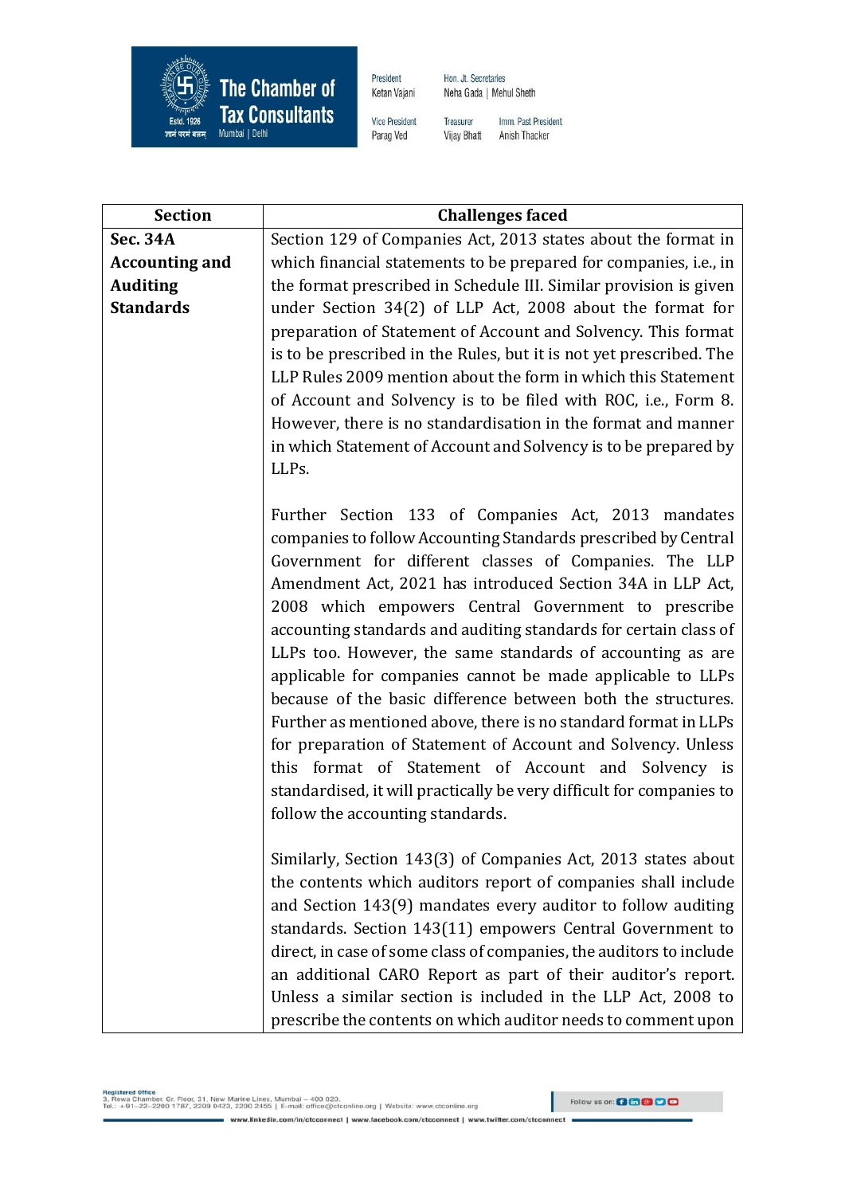| Section | Challenges faced |
|---|---|
| **Sec. 34A Accounting and Auditing Standards** | Section 129 of Companies Act, 2013 states about the format in which financial statements to be prepared for companies, i.e., in the format prescribed in Schedule III. Similar provision is given under Section 34(2) of LLP Act, 2008 about the format for preparation of Statement of Account and Solvency. This format is to be prescribed in the Rules, but it is not yet prescribed. The LLP Rules 2009 mention about the form in which this Statement of Account and Solvency is to be filed with ROC, i.e., Form 8. However, there is no standardisation in the format and manner in which Statement of Account and Solvency is to be prepared by LLPs.<br><br>Further Section 133 of Companies Act, 2013 mandates companies to follow Accounting Standards prescribed by Central Government for different classes of Companies. The LLP Amendment Act, 2021 has introduced Section 34A in LLP Act, 2008 which empowers Central Government to prescribe accounting standards and auditing standards for certain class of LLPs too. However, the same standards of accounting as are applicable for companies cannot be made applicable to LLPs because of the basic difference between both the structures. Further as mentioned above, there is no standard format in LLPs for preparation of Statement of Account and Solvency. Unless this format of Statement of Account and Solvency is standardised, it will practically be very difficult for companies to follow the accounting standards.<br><br>Similarly, Section 143(3) of Companies Act, 2013 states about the contents which auditors report of companies shall include and Section 143(9) mandates every auditor to follow auditing standards. Section 143(11) empowers Central Government to direct, in case of some class of companies, the auditors to include an additional CARO Report as part of their auditor's report. Unless a similar section is included in the LLP Act, 2008 to prescribe the contents on which auditor needs to comment upon |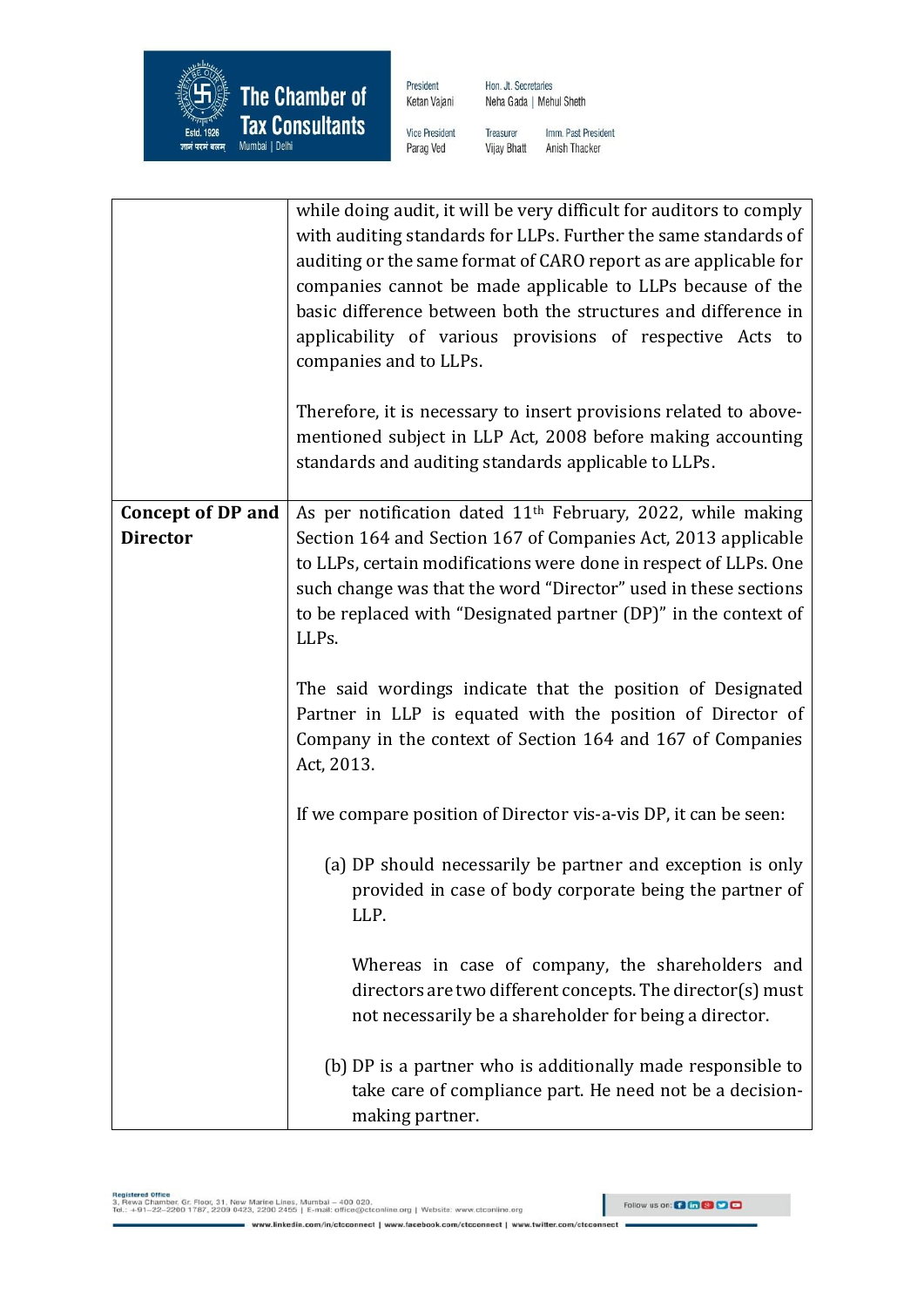| | |
|---|---|
| | while doing audit, it will be very difficult for auditors to comply with auditing standards for LLPs. Further the same standards of auditing or the same format of CARO report as are applicable for companies cannot be made applicable to LLPs because of the basic difference between both the structures and difference in applicability of various provisions of respective Acts to companies and to LLPs.<br><br>Therefore, it is necessary to insert provisions related to above-mentioned subject in LLP Act, 2008 before making accounting standards and auditing standards applicable to LLPs. |
| **Concept of DP and Director** | As per notification dated 11th February, 2022, while making Section 164 and Section 167 of Companies Act, 2013 applicable to LLPs, certain modifications were done in respect of LLPs. One such change was that the word "Director" used in these sections to be replaced with "Designated partner (DP)" in the context of LLPs.<br><br>The said wordings indicate that the position of Designated Partner in LLP is equated with the position of Director of Company in the context of Section 164 and 167 of Companies Act, 2013.<br><br>If we compare position of Director vis-a-vis DP, it can be seen:<br><br>(a) DP should necessarily be partner and exception is only provided in case of body corporate being the partner of LLP.<br><br>Whereas in case of company, the shareholders and directors are two different concepts. The director(s) must not necessarily be a shareholder for being a director.<br><br>(b) DP is a partner who is additionally made responsible to take care of compliance part. He need not be a decision-making partner. |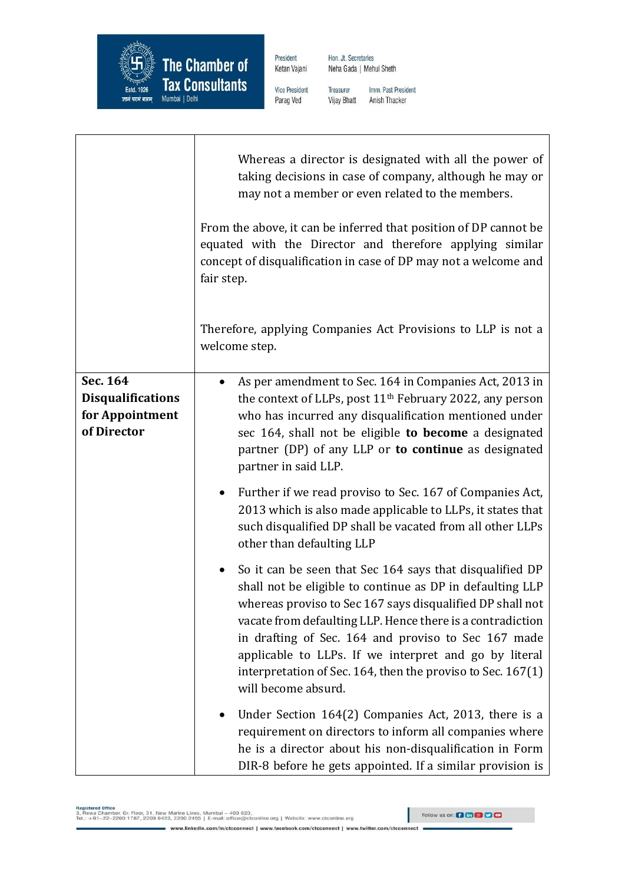| | |
|---|---|
| | Whereas a director is designated with all the power of taking decisions in case of company, although he may or may not a member or even related to the members.<br><br>From the above, it can be inferred that position of DP cannot be equated with the Director and therefore applying similar concept of disqualification in case of DP may not a welcome and fair step.<br><br>Therefore, applying Companies Act Provisions to LLP is not a welcome step. |
| **Sec. 164 Disqualifications for Appointment of Director** | • As per amendment to Sec. 164 in Companies Act, 2013 in the context of LLPs, post 11th February 2022, any person who has incurred any disqualification mentioned under sec 164, shall not be eligible **to become** a designated partner (DP) of any LLP or **to continue** as designated partner in said LLP.<br><br>• Further if we read proviso to Sec. 167 of Companies Act, 2013 which is also made applicable to LLPs, it states that such disqualified DP shall be vacated from all other LLPs other than defaulting LLP<br><br>• So it can be seen that Sec 164 says that disqualified DP shall not be eligible to continue as DP in defaulting LLP whereas proviso to Sec 167 says disqualified DP shall not vacate from defaulting LLP. Hence there is a contradiction in drafting of Sec. 164 and proviso to Sec 167 made applicable to LLPs. If we interpret and go by literal interpretation of Sec. 164, then the proviso to Sec. 167(1) will become absurd.<br><br>• Under Section 164(2) Companies Act, 2013, there is a requirement on directors to inform all companies where he is a director about his non-disqualification in Form DIR-8 before he gets appointed. If a similar provision is |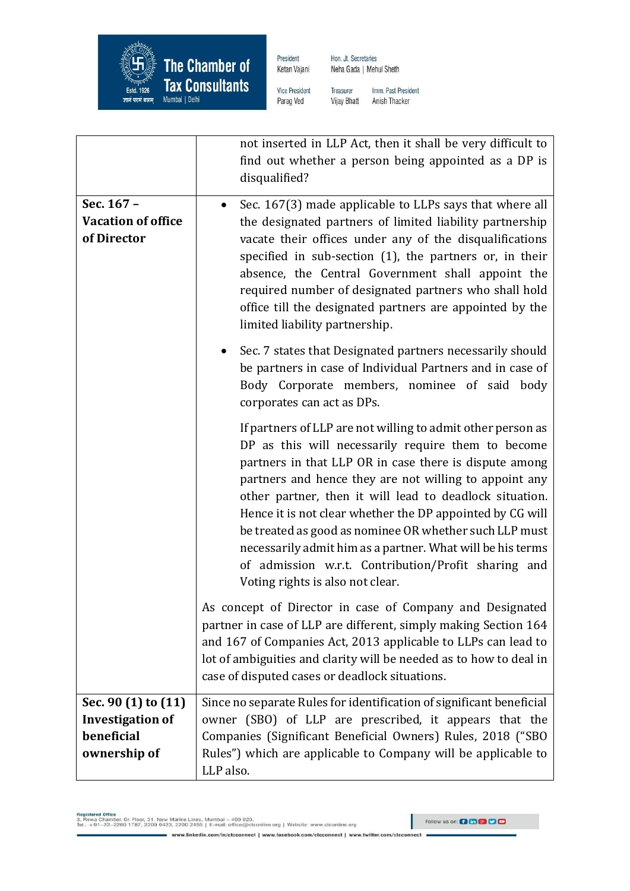| | |
|---|---|
| | not inserted in LLP Act, then it shall be very difficult to find out whether a person being appointed as a DP is disqualified? |
| **Sec. 167 – Vacation of office of Director** | <ul><li>Sec. 167(3) made applicable to LLPs says that where all the designated partners of limited liability partnership vacate their offices under any of the disqualifications specified in sub-section (1), the partners or, in their absence, the Central Government shall appoint the required number of designated partners who shall hold office till the designated partners are appointed by the limited liability partnership.</li><li>Sec. 7 states that Designated partners necessarily should be partners in case of Individual Partners and in case of Body Corporate members, nominee of said body corporates can act as DPs.<br><br>If partners of LLP are not willing to admit other person as DP as this will necessarily require them to become partners in that LLP OR in case there is dispute among partners and hence they are not willing to appoint any other partner, then it will lead to deadlock situation. Hence it is not clear whether the DP appointed by CG will be treated as good as nominee OR whether such LLP must necessarily admit him as a partner. What will be his terms of admission w.r.t. Contribution/Profit sharing and Voting rights is also not clear.</li></ul>As concept of Director in case of Company and Designated partner in case of LLP are different, simply making Section 164 and 167 of Companies Act, 2013 applicable to LLPs can lead to lot of ambiguities and clarity will be needed as to how to deal in case of disputed cases or deadlock situations. |
| **Sec. 90 (1) to (11) Investigation of beneficial ownership of** | Since no separate Rules for identification of significant beneficial owner (SBO) of LLP are prescribed, it appears that the Companies (Significant Beneficial Owners) Rules, 2018 ("SBO Rules") which are applicable to Company will be applicable to LLP also. |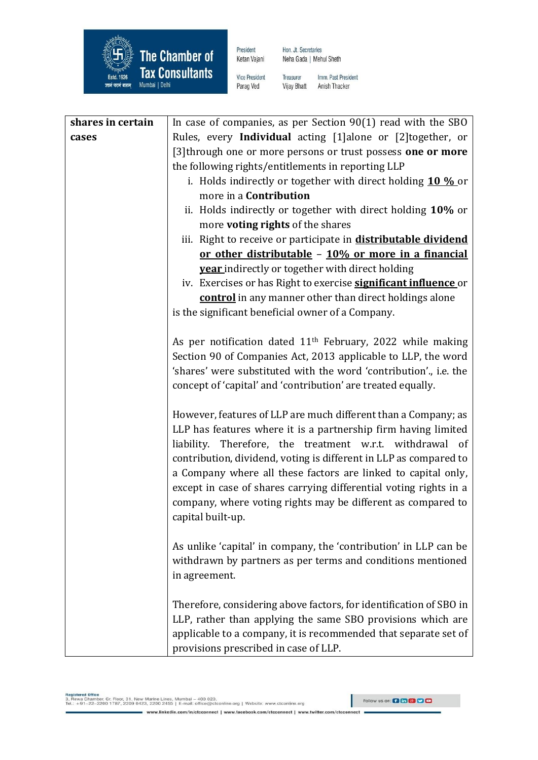| **shares in certain cases** | In case of companies, as per Section 90(1) read with the SBO Rules, every **Individual** acting [1]alone or [2]together, or [3]through one or more persons or trust possess **one or more** the following rights/entitlements in reporting LLP<br>i. Holds indirectly or together with direct holding **<u>10 %</u>** or more in a **Contribution**<br>ii. Holds indirectly or together with direct holding **10%** or more **voting rights** of the shares<br>iii. Right to receive or participate in **<u>distributable dividend or other distributable</u>** – **<u>10% or more in a financial year</u>** indirectly or together with direct holding<br>iv. Exercises or has Right to exercise **<u>significant influence</u>** or **<u>control</u>** in any manner other than direct holdings alone<br>is the significant beneficial owner of a Company.<br><br>As per notification dated 11th February, 2022 while making Section 90 of Companies Act, 2013 applicable to LLP, the word 'shares' were substituted with the word 'contribution'., i.e. the concept of 'capital' and 'contribution' are treated equally.<br><br>However, features of LLP are much different than a Company; as LLP has features where it is a partnership firm having limited liability. Therefore, the treatment w.r.t. withdrawal of contribution, dividend, voting is different in LLP as compared to a Company where all these factors are linked to capital only, except in case of shares carrying differential voting rights in a company, where voting rights may be different as compared to capital built-up.<br><br>As unlike 'capital' in company, the 'contribution' in LLP can be withdrawn by partners as per terms and conditions mentioned in agreement.<br><br>Therefore, considering above factors, for identification of SBO in LLP, rather than applying the same SBO provisions which are applicable to a company, it is recommended that separate set of provisions prescribed in case of LLP. |
|---|---|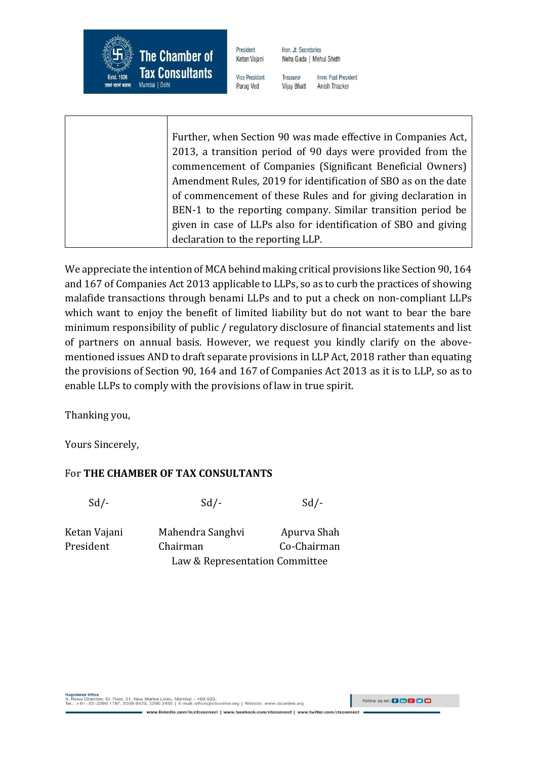| | |
|---|---|
| | Further, when Section 90 was made effective in Companies Act, 2013, a transition period of 90 days were provided from the commencement of Companies (Significant Beneficial Owners) Amendment Rules, 2019 for identification of SBO as on the date of commencement of these Rules and for giving declaration in BEN-1 to the reporting company. Similar transition period be given in case of LLPs also for identification of SBO and giving declaration to the reporting LLP. |

We appreciate the intention of MCA behind making critical provisions like Section 90, 164 and 167 of Companies Act 2013 applicable to LLPs, so as to curb the practices of showing malafide transactions through benami LLPs and to put a check on non-compliant LLPs which want to enjoy the benefit of limited liability but do not want to bear the bare minimum responsibility of public / regulatory disclosure of financial statements and list of partners on annual basis. However, we request you kindly clarify on the above-mentioned issues AND to draft separate provisions in LLP Act, 2018 rather than equating the provisions of Section 90, 164 and 167 of Companies Act 2013 as it is to LLP, so as to enable LLPs to comply with the provisions of law in true spirit.

Thanking you,

Yours Sincerely,

For **THE CHAMBER OF TAX CONSULTANTS**

| Sd/- | Sd/- | Sd/- |
|---|---|---|
| Ketan Vajani | Mahendra Sanghvi | Apurva Shah |
| President | Chairman | Co-Chairman |

Law & Representation Committee